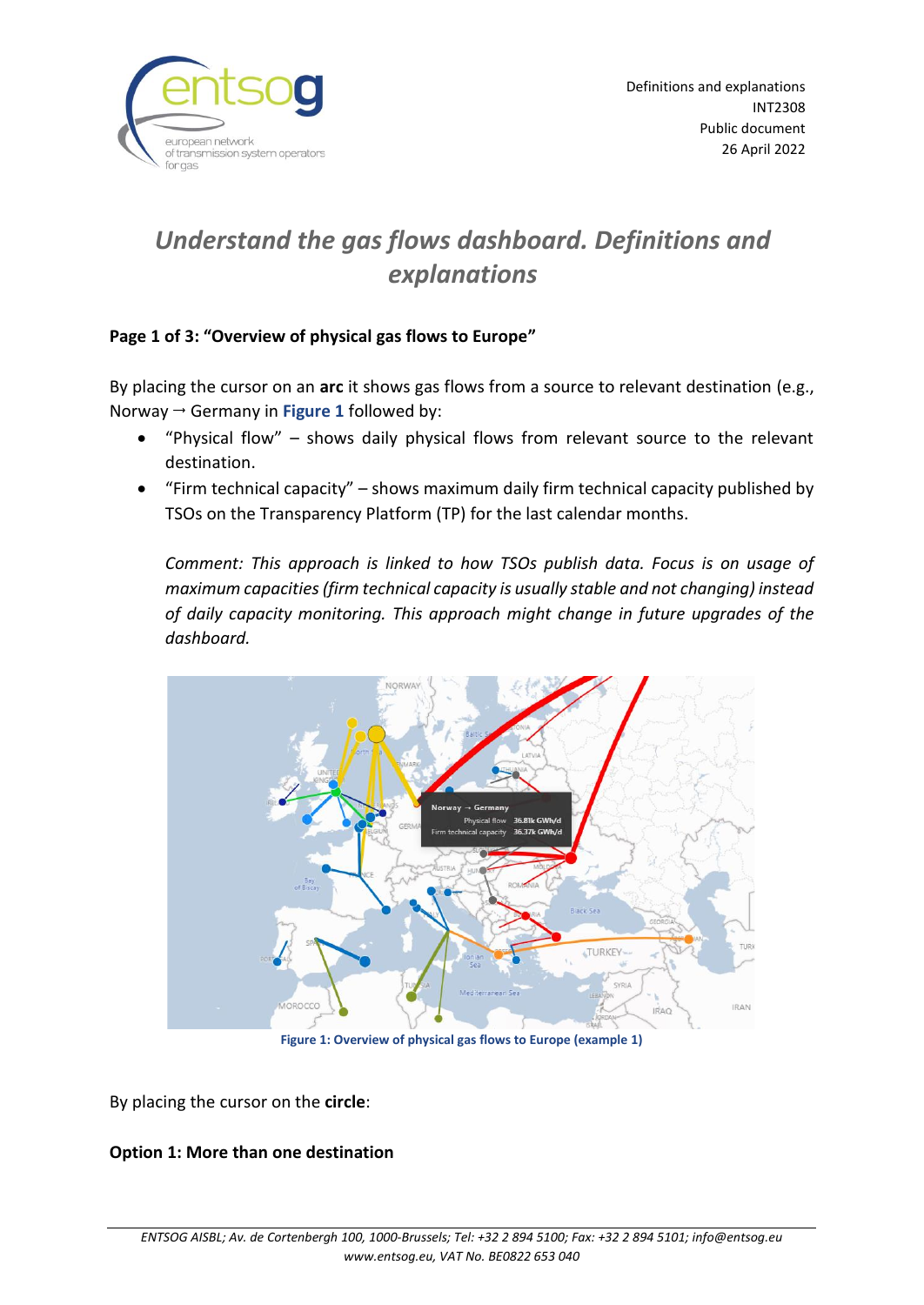Definitions and explanations
INT2308
Public document
26 April 2022

# *Understand the gas flows dashboard. Definitions and explanations*

### Page 1 of 3: "Overview of physical gas flows to Europe"

By placing the cursor on an **arc** it shows gas flows from a source to relevant destination (e.g., Norway → Germany in **Figure 1** followed by:

- "Physical flow" – shows daily physical flows from relevant source to the relevant destination.
- "Firm technical capacity" – shows maximum daily firm technical capacity published by TSOs on the Transparency Platform (TP) for the last calendar months.

  *Comment: This approach is linked to how TSOs publish data. Focus is on usage of maximum capacities (firm technical capacity is usually stable and not changing) instead of daily capacity monitoring. This approach might change in future upgrades of the dashboard.*

**Figure 1: Overview of physical gas flows to Europe (example 1)**

By placing the cursor on the **circle**:

### Option 1: More than one destination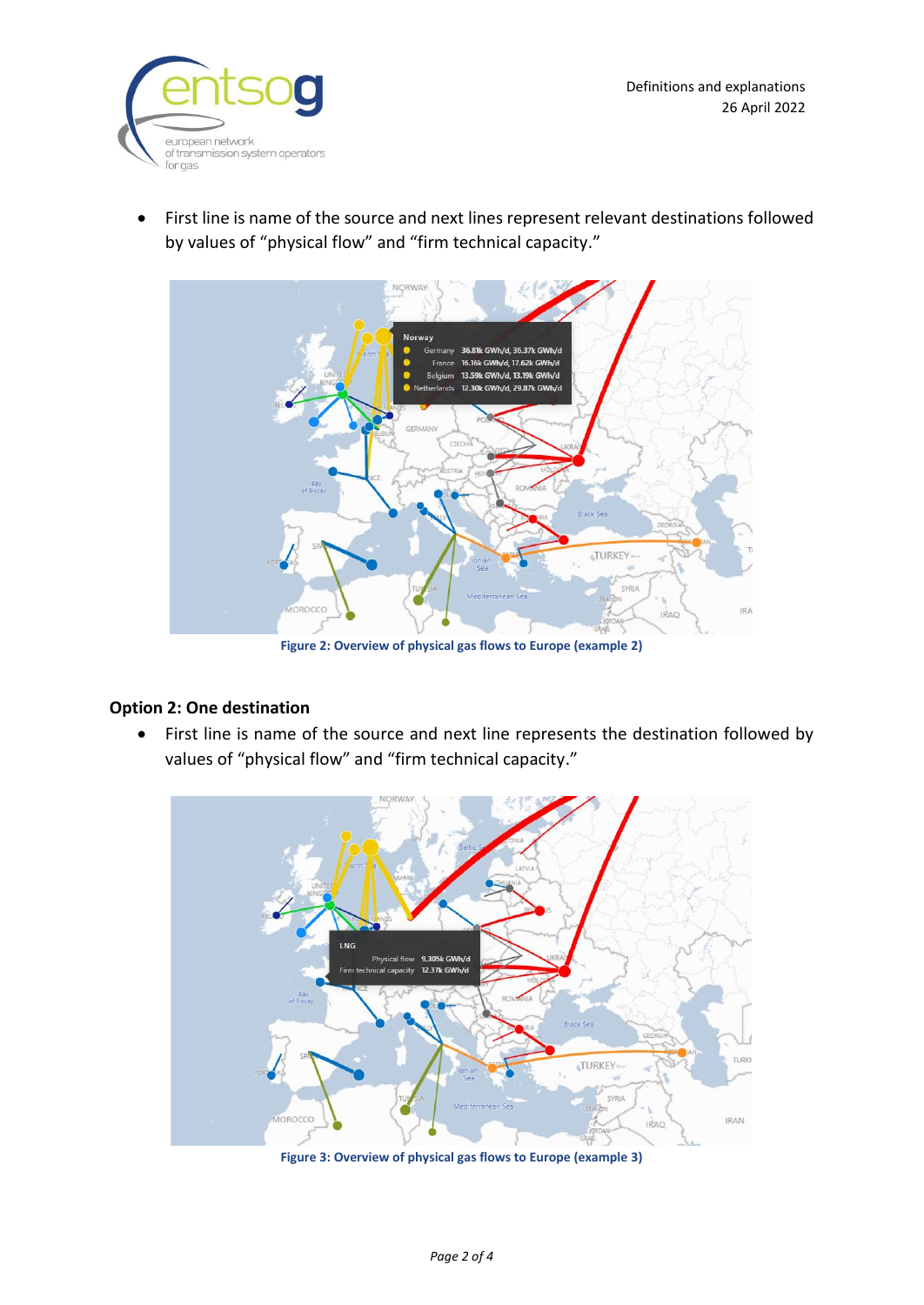- First line is name of the source and next lines represent relevant destinations followed by values of "physical flow" and "firm technical capacity."

Figure 2: Overview of physical gas flows to Europe (example 2)

## Option 2: One destination

- First line is name of the source and next line represents the destination followed by values of "physical flow" and "firm technical capacity."

Figure 3: Overview of physical gas flows to Europe (example 3)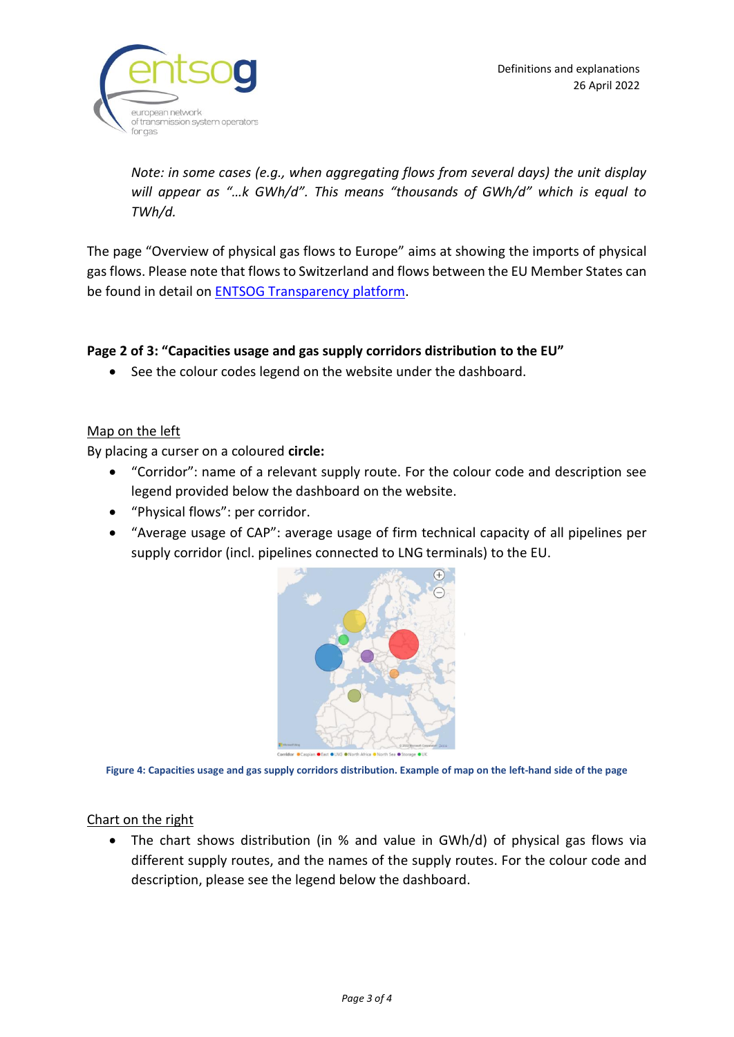*Note: in some cases (e.g., when aggregating flows from several days) the unit display will appear as "…k GWh/d". This means "thousands of GWh/d" which is equal to TWh/d.*

The page "Overview of physical gas flows to Europe" aims at showing the imports of physical gas flows. Please note that flows to Switzerland and flows between the EU Member States can be found in detail on [ENTSOG Transparency platform]().

**Page 2 of 3: "Capacities usage and gas supply corridors distribution to the EU"**

- See the colour codes legend on the website under the dashboard.

<u>Map on the left</u>

By placing a curser on a coloured **circle:**

- "Corridor": name of a relevant supply route. For the colour code and description see legend provided below the dashboard on the website.
- "Physical flows": per corridor.
- "Average usage of CAP": average usage of firm technical capacity of all pipelines per supply corridor (incl. pipelines connected to LNG terminals) to the EU.

**Figure 4: Capacities usage and gas supply corridors distribution. Example of map on the left-hand side of the page**

<u>Chart on the right</u>

- The chart shows distribution (in % and value in GWh/d) of physical gas flows via different supply routes, and the names of the supply routes. For the colour code and description, please see the legend below the dashboard.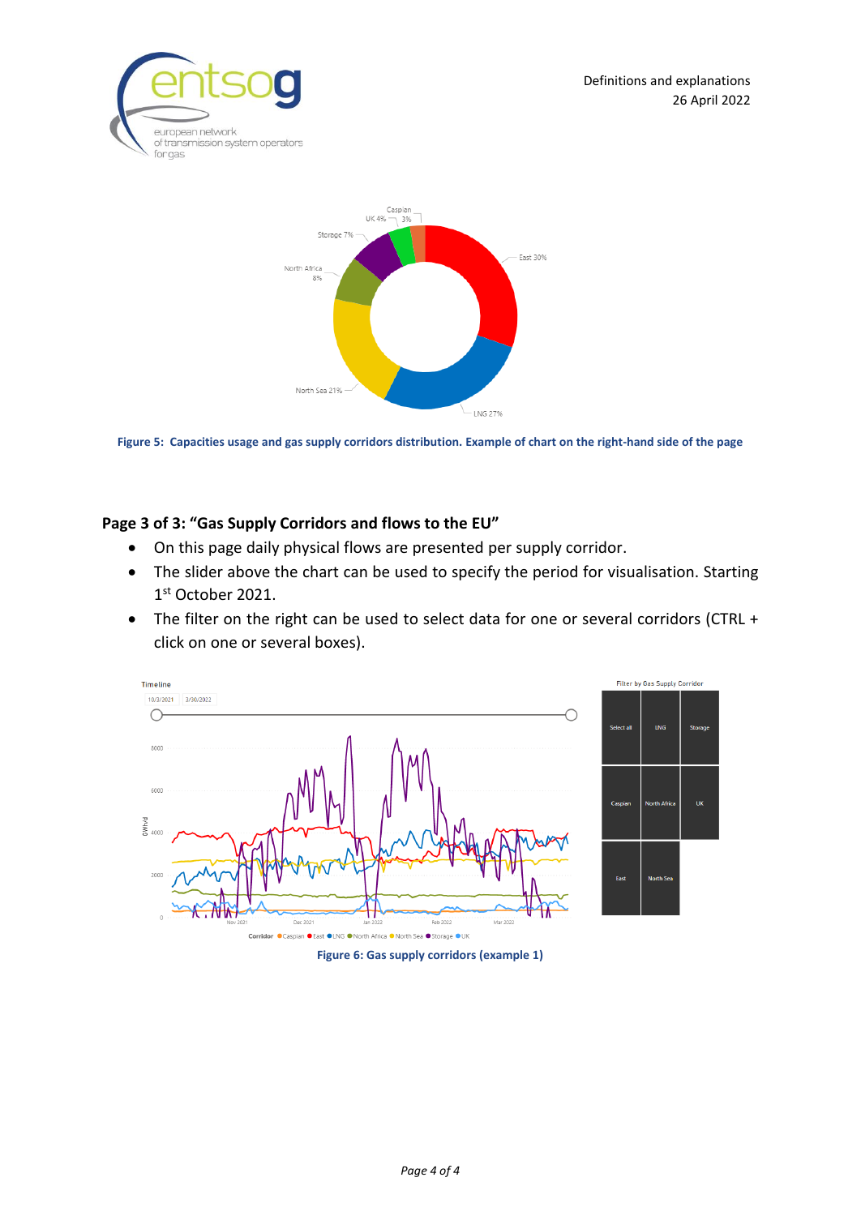Caspian 3%
UK 4%
Storage 7%
North Africa 8%
East 30%
North Sea 21%
LNG 27%

**Figure 5: Capacities usage and gas supply corridors distribution. Example of chart on the right-hand side of the page**

### Page 3 of 3: "Gas Supply Corridors and flows to the EU"

- On this page daily physical flows are presented per supply corridor.
- The slider above the chart can be used to specify the period for visualisation. Starting 1st October 2021.
- The filter on the right can be used to select data for one or several corridors (CTRL + click on one or several boxes).

Timeline
10/3/2021
3/30/2022
GWh/d
8000
6000
4000
2000
0
Nov 2021
Dec 2021
Jan 2022
Feb 2022
Mar 2022
Corridor: Caspian, East, LNG, North Africa, North Sea, Storage, UK

Filter by Gas Supply Corridor
Select all
LNG
Storage
Caspian
North Africa
UK
East
North Sea

**Figure 6: Gas supply corridors (example 1)**